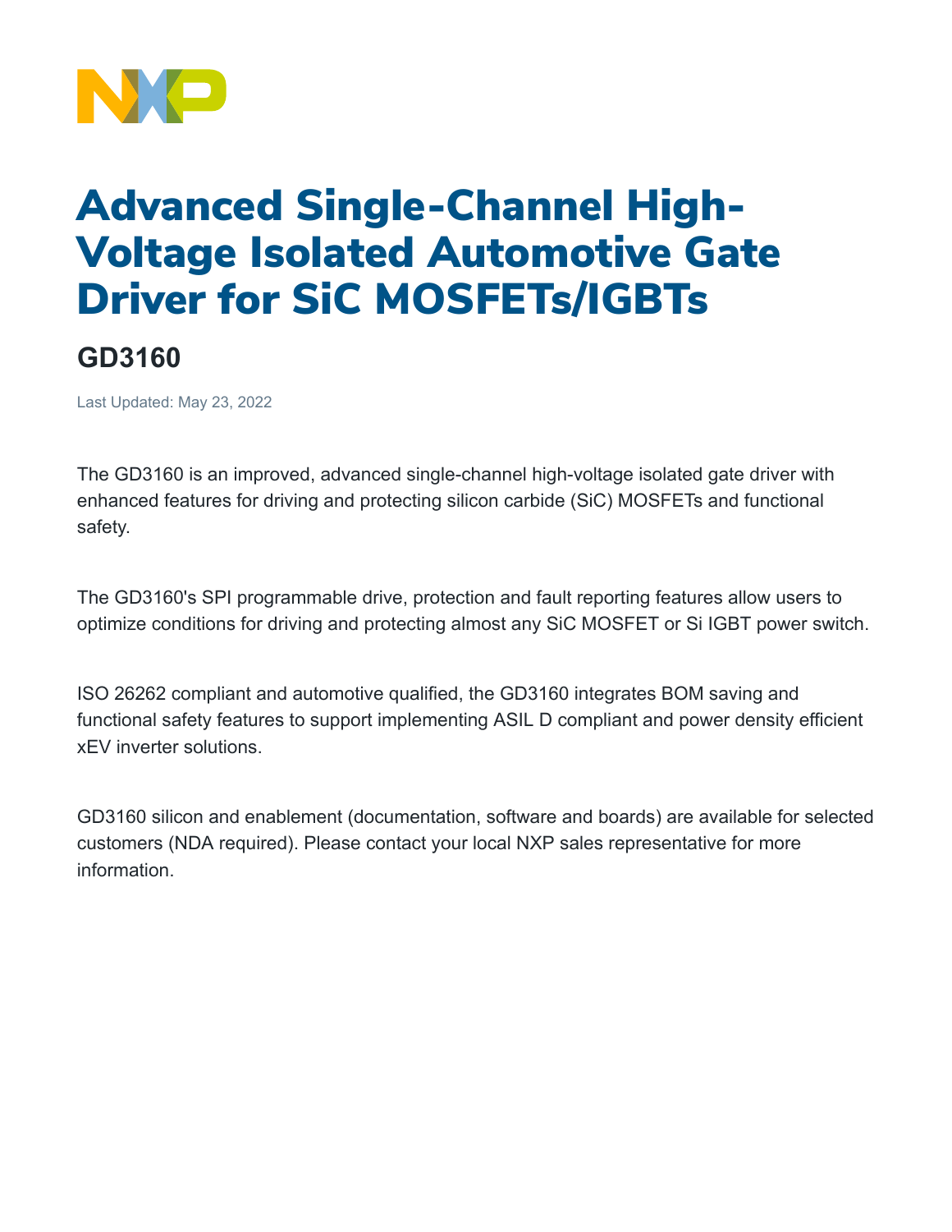# Advanced Single-Channel High-Voltage Isolated Automotive Gate Driver for SiC MOSFETs/IGBTs

## GD3160

Last Updated: May 23, 2022

The GD3160 is an improved, advanced single-channel high-voltage isolated gate driver with enhanced features for driving and protecting silicon carbide (SiC) MOSFETs and functional safety.

The GD3160's SPI programmable drive, protection and fault reporting features allow users to optimize conditions for driving and protecting almost any SiC MOSFET or Si IGBT power switch.

ISO 26262 compliant and automotive qualified, the GD3160 integrates BOM saving and functional safety features to support implementing ASIL D compliant and power density efficient xEV inverter solutions.

GD3160 silicon and enablement (documentation, software and boards) are available for selected customers (NDA required). Please contact your local NXP sales representative for more information.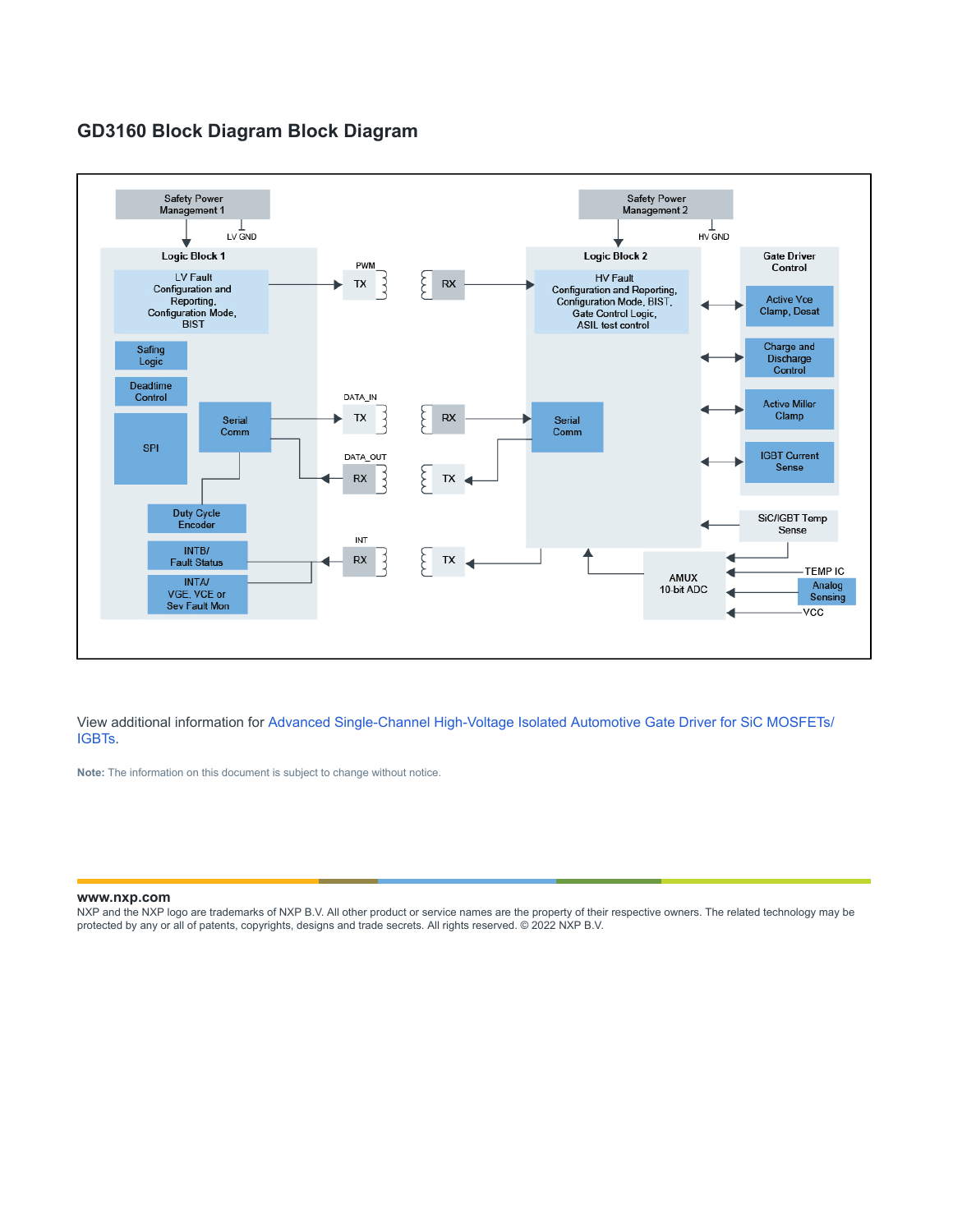## GD3160 Block Diagram Block Diagram

Safety Power Management 1

LV GND

Logic Block 1

LV Fault Configuration and Reporting, Configuration Mode, BIST

Safing Logic

Deadtime Control

SPI

Serial Comm

Duty Cycle Encoder

INTB/ Fault Status

INTA/ VGE, VCE or Sev Fault Mon

PWM

TX

RX

DATA_IN

TX

RX

DATA_OUT

RX

TX

INT

RX

TX

Safety Power Management 2

HV GND

Logic Block 2

HV Fault Configuration and Reporting, Configuration Mode, BIST, Gate Control Logic, ASIL test control

Serial Comm

Gate Driver Control

Active Vce Clamp, Desat

Charge and Discharge Control

Active Miller Clamp

IGBT Current Sense

SiC/IGBT Temp Sense

AMUX 10-bit ADC

TEMP IC

Analog Sensing

VCC

View additional information for Advanced Single-Channel High-Voltage Isolated Automotive Gate Driver for SiC MOSFETs/ IGBTs.

**Note:** The information on this document is subject to change without notice.

**www.nxp.com**

NXP and the NXP logo are trademarks of NXP B.V. All other product or service names are the property of their respective owners. The related technology may be protected by any or all of patents, copyrights, designs and trade secrets. All rights reserved. © 2022 NXP B.V.